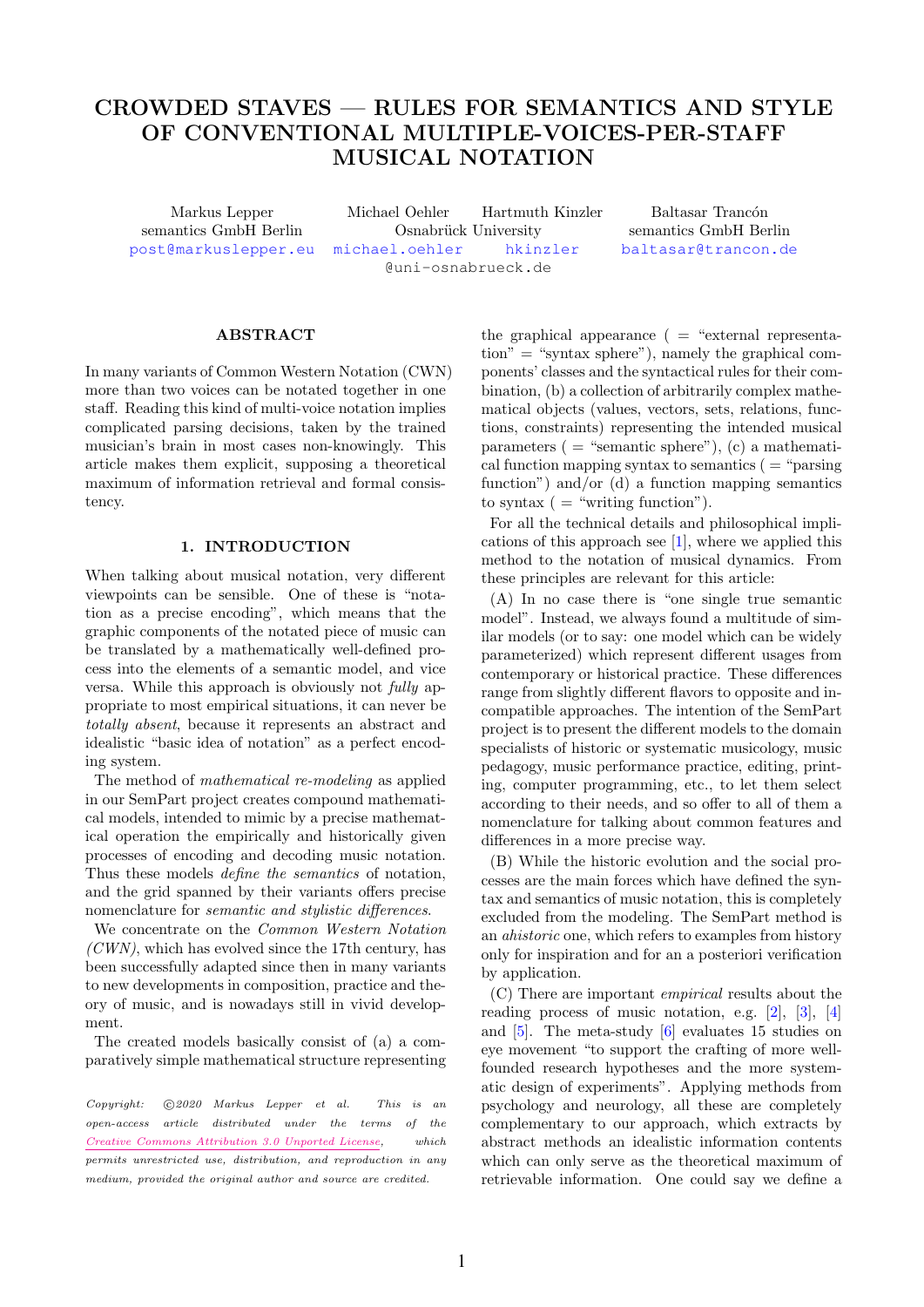# CROWDED STAVES — RULES FOR SEMANTICS AND STYLE OF CONVENTIONAL MULTIPLE-VOICES-PER-STAFF MUSICAL NOTATION

Markus Lepper
semantics GmbH Berlin
post@markuslepper.eu

Michael Oehler  Hartmuth Kinzler
Osnabrück University
michael.oehler  hkinzler
@uni-osnabrueck.de

Baltasar Trancón
semantics GmbH Berlin
baltasar@trancon.de

## ABSTRACT

In many variants of Common Western Notation (CWN) more than two voices can be notated together in one staff. Reading this kind of multi-voice notation implies complicated parsing decisions, taken by the trained musician's brain in most cases non-knowingly. This article makes them explicit, supposing a theoretical maximum of information retrieval and formal consistency.

## 1. INTRODUCTION

When talking about musical notation, very different viewpoints can be sensible. One of these is "notation as a precise encoding", which means that the graphic components of the notated piece of music can be translated by a mathematically well-defined process into the elements of a semantic model, and vice versa. While this approach is obviously not *fully* appropriate to most empirical situations, it can never be *totally absent*, because it represents an abstract and idealistic "basic idea of notation" as a perfect encoding system.

The method of *mathematical re-modeling* as applied in our SemPart project creates compound mathematical models, intended to mimic by a precise mathematical operation the empirically and historically given processes of encoding and decoding music notation. Thus these models *define the semantics* of notation, and the grid spanned by their variants offers precise nomenclature for *semantic and stylistic differences*.

We concentrate on the *Common Western Notation (CWN)*, which has evolved since the 17th century, has been successfully adapted since then in many variants to new developments in composition, practice and theory of music, and is nowadays still in vivid development.

The created models basically consist of (a) a comparatively simple mathematical structure representing the graphical appearance ( = "external representation" = "syntax sphere"), namely the graphical components' classes and the syntactical rules for their combination, (b) a collection of arbitrarily complex mathematical objects (values, vectors, sets, relations, functions, constraints) representing the intended musical parameters ( = "semantic sphere"), (c) a mathematical function mapping syntax to semantics ( = "parsing function") and/or (d) a function mapping semantics to syntax ( = "writing function").

For all the technical details and philosophical implications of this approach see [1], where we applied this method to the notation of musical dynamics. From these principles are relevant for this article:

(A) In no case there is "one single true semantic model". Instead, we always found a multitude of similar models (or to say: one model which can be widely parameterized) which represent different usages from contemporary or historical practice. These differences range from slightly different flavors to opposite and incompatible approaches. The intention of the SemPart project is to present the different models to the domain specialists of historic or systematic musicology, music pedagogy, music performance practice, editing, printing, computer programming, etc., to let them select according to their needs, and so offer to all of them a nomenclature for talking about common features and differences in a more precise way.

(B) While the historic evolution and the social processes are the main forces which have defined the syntax and semantics of music notation, this is completely excluded from the modeling. The SemPart method is an *ahistoric* one, which refers to examples from history only for inspiration and for an a posteriori verification by application.

(C) There are important *empirical* results about the reading process of music notation, e.g. [2], [3], [4] and [5]. The meta-study [6] evaluates 15 studies on eye movement "to support the crafting of more well-founded research hypotheses and the more systematic design of experiments". Applying methods from psychology and neurology, all these are completely complementary to our approach, which extracts by abstract methods an idealistic information contents which can only serve as the theoretical maximum of retrievable information. One could say we define a

*Copyright: ©2020 Markus Lepper et al. This is an open-access article distributed under the terms of the Creative Commons Attribution 3.0 Unported License, which permits unrestricted use, distribution, and reproduction in any medium, provided the original author and source are credited.*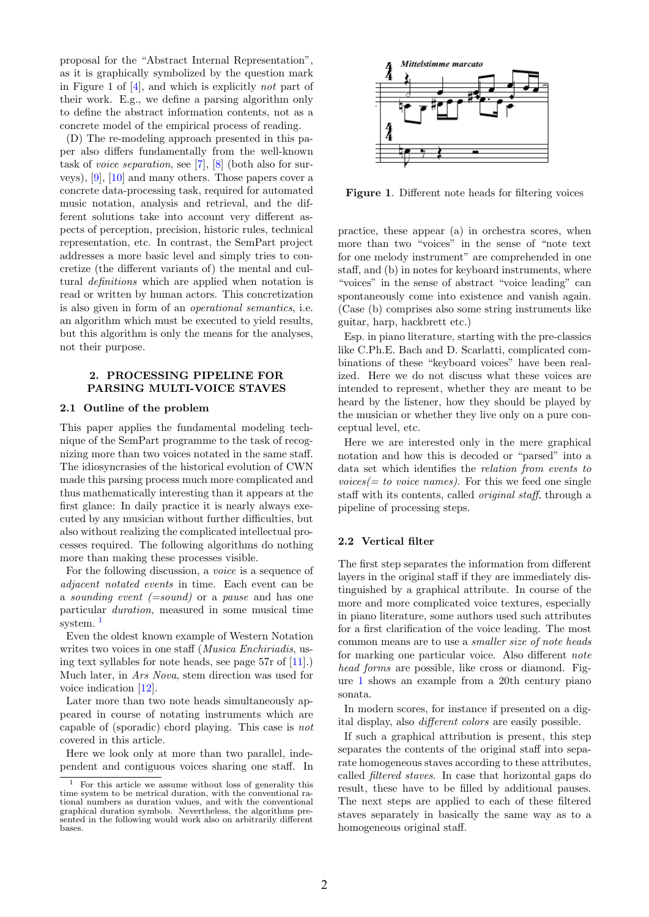proposal for the "Abstract Internal Representation", as it is graphically symbolized by the question mark in Figure 1 of [4], and which is explicitly *not* part of their work. E.g., we define a parsing algorithm only to define the abstract information contents, not as a concrete model of the empirical process of reading.

(D) The re-modeling approach presented in this paper also differs fundamentally from the well-known task of *voice separation*, see [7], [8] (both also for surveys), [9], [10] and many others. Those papers cover a concrete data-processing task, required for automated music notation, analysis and retrieval, and the different solutions take into account very different aspects of perception, precision, historic rules, technical representation, etc. In contrast, the SemPart project addresses a more basic level and simply tries to concretize (the different variants of) the mental and cultural *definitions* which are applied when notation is read or written by human actors. This concretization is also given in form of an *operational semantics*, i.e. an algorithm which must be executed to yield results, but this algorithm is only the means for the analyses, not their purpose.

## 2. PROCESSING PIPELINE FOR PARSING MULTI-VOICE STAVES

### 2.1 Outline of the problem

This paper applies the fundamental modeling technique of the SemPart programme to the task of recognizing more than two voices notated in the same staff. The idiosyncrasies of the historical evolution of CWN made this parsing process much more complicated and thus mathematically interesting than it appears at the first glance: In daily practice it is nearly always executed by any musician without further difficulties, but also without realizing the complicated intellectual processes required. The following algorithms do nothing more than making these processes visible.

For the following discussion, a *voice* is a sequence of *adjacent notated events* in time. Each event can be a *sounding event (=sound)* or a *pause* and has one particular *duration*, measured in some musical time system. [1]

Even the oldest known example of Western Notation writes two voices in one staff (*Musica Enchiriadis*, using text syllables for note heads, see page 57r of [11].) Much later, in *Ars Nova*, stem direction was used for voice indication [12].

Later more than two note heads simultaneously appeared in course of notating instruments which are capable of (sporadic) chord playing. This case is *not* covered in this article.

Here we look only at more than two parallel, independent and contiguous voices sharing one staff. In practice, these appear (a) in orchestra scores, when more than two "voices" in the sense of "note text for one melody instrument" are comprehended in one staff, and (b) in notes for keyboard instruments, where "voices" in the sense of abstract "voice leading" can spontaneously come into existence and vanish again. (Case (b) comprises also some string instruments like guitar, harp, hackbrett etc.)

Esp. in piano literature, starting with the pre-classics like C.Ph.E. Bach and D. Scarlatti, complicated combinations of these "keyboard voices" have been realized. Here we do not discuss what these voices are intended to represent, whether they are meant to be heard by the listener, how they should be played by the musician or whether they live only on a pure conceptual level, etc.

Here we are interested only in the mere graphical notation and how this is decoded or "parsed" into a data set which identifies the *relation from events to voices(= to voice names)*. For this we feed one single staff with its contents, called *original staff*, through a pipeline of processing steps.

[1] For this article we assume without loss of generality this time system to be metrical duration, with the conventional rational numbers as duration values, and with the conventional graphical duration symbols. Nevertheless, the algorithms presented in the following would work also on arbitrarily different bases.

**Figure 1**. Different note heads for filtering voices

### 2.2 Vertical filter

The first step separates the information from different layers in the original staff if they are immediately distinguished by a graphical attribute. In course of the more and more complicated voice textures, especially in piano literature, some authors used such attributes for a first clarification of the voice leading. The most common means are to use a *smaller size of note heads* for marking one particular voice. Also different *note head forms* are possible, like cross or diamond. Figure 1 shows an example from a 20th century piano sonata.

In modern scores, for instance if presented on a digital display, also *different colors* are easily possible.

If such a graphical attribution is present, this step separates the contents of the original staff into separate homogeneous staves according to these attributes, called *filtered staves*. In case that horizontal gaps do result, these have to be filled by additional pauses. The next steps are applied to each of these filtered staves separately in basically the same way as to a homogeneous original staff.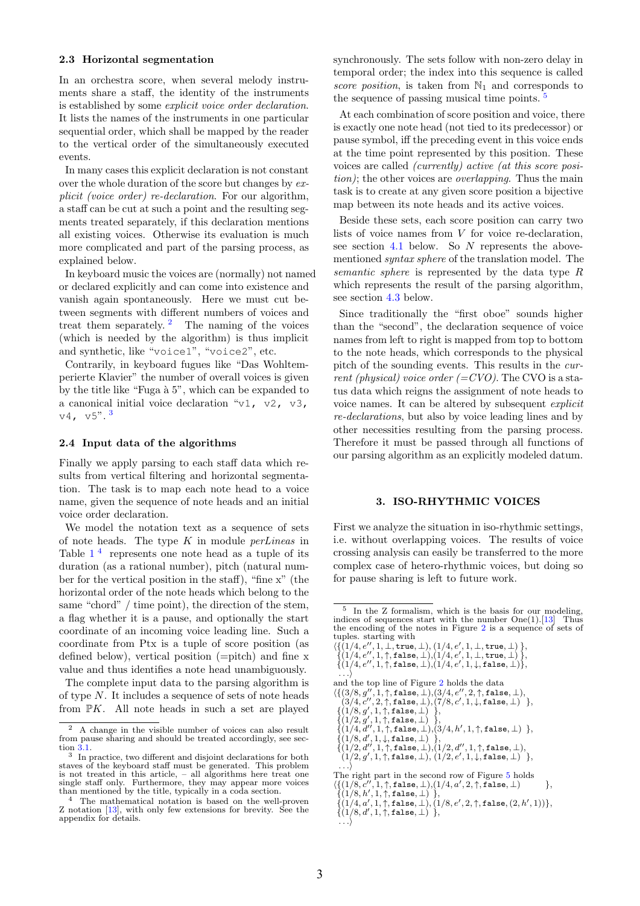### 2.3 Horizontal segmentation

In an orchestra score, when several melody instruments share a staff, the identity of the instruments is established by some *explicit voice order declaration*. It lists the names of the instruments in one particular sequential order, which shall be mapped by the reader to the vertical order of the simultaneously executed events.

In many cases this explicit declaration is not constant over the whole duration of the score but changes by *explicit (voice order) re-declaration*. For our algorithm, a staff can be cut at such a point and the resulting segments treated separately, if this declaration mentions all existing voices. Otherwise its evaluation is much more complicated and part of the parsing process, as explained below.

In keyboard music the voices are (normally) not named or declared explicitly and can come into existence and vanish again spontaneously. Here we must cut between segments with different numbers of voices and treat them separately. [2] The naming of the voices (which is needed by the algorithm) is thus implicit and synthetic, like "`voice1`", "`voice2`", etc.

Contrarily, in keyboard fugues like "Das Wohltemperierte Klavier" the number of overall voices is given by the title like "Fuga à 5", which can be expanded to a canonical initial voice declaration "`v1, v2, v3, v4, v5`". [3]

### 2.4 Input data of the algorithms

Finally we apply parsing to each staff data which results from vertical filtering and horizontal segmentation. The task is to map each note head to a voice name, given the sequence of note heads and an initial voice order declaration.

We model the notation text as a sequence of sets of note heads. The type $K$ in module *perLineas* in Table 1 [4] represents one note head as a tuple of its duration (as a rational number), pitch (natural number for the vertical position in the staff), "fine x" (the horizontal order of the note heads which belong to the same "chord" / time point), the direction of the stem, a flag whether it is a pause, and optionally the start coordinate of an incoming voice leading line. Such a coordinate from Ptx is a tuple of score position (as defined below), vertical position (=pitch) and fine x value and thus identifies a note head unambiguously.

The complete input data to the parsing algorithm is of type $N$. It includes a sequence of sets of note heads from $\mathbb{P}K$. All note heads in such a set are played synchronously. The sets follow with non-zero delay in temporal order; the index into this sequence is called *score position*, is taken from $\mathbb{N}_1$ and corresponds to the sequence of passing musical time points. [5]

At each combination of score position and voice, there is exactly one note head (not tied to its predecessor) or pause symbol, iff the preceding event in this voice ends at the time point represented by this position. These voices are called *(currently) active (at this score position)*; the other voices are *overlapping*. Thus the main task is to create at any given score position a bijective map between its note heads and its active voices.

Beside these sets, each score position can carry two lists of voice names from $V$ for voice re-declaration, see section 4.1 below. So $N$ represents the above-mentioned *syntax sphere* of the translation model. The *semantic sphere* is represented by the data type $R$ which represents the result of the parsing algorithm, see section 4.3 below.

Since traditionally the "first oboe" sounds higher than the "second", the declaration sequence of voice names from left to right is mapped from top to bottom to the note heads, which corresponds to the physical pitch of the sounding events. This results in the *current (physical) voice order (=CVO)*. The CVO is a status data which reigns the assignment of note heads to voice names. It can be altered by subsequent *explicit re-declarations*, but also by voice leading lines and by other necessities resulting from the parsing process. Therefore it must be passed through all functions of our parsing algorithm as an explicitly modeled datum.

## 3. ISO-RHYTHMIC VOICES

First we analyze the situation in iso-rhythmic settings, i.e. without overlapping voices. The results of voice crossing analysis can easily be transferred to the more complex case of hetero-rhythmic voices, but doing so for pause sharing is left to future work.

---

[2] A change in the visible number of voices can also result from pause sharing and should be treated accordingly, see section 3.1.

[3] In practice, two different and disjoint declarations for both staves of the keyboard staff must be generated. This problem is not treated in this article, – all algorithms here treat one single staff only. Furthermore, they may appear more voices than mentioned by the title, typically in a coda section.

[4] The mathematical notation is based on the well-proven Z notation [13], with only few extensions for brevity. See the appendix for details.

[5] In the Z formalism, which is the basis for our modeling, indices of sequences start with the number One(1).[13] Thus the encoding of the notes in Figure 2 is a sequence of sets of tuples. starting with

$\langle\{(1/4, e'', 1, \bot, \texttt{true}, \bot), (1/4, e', 1, \bot, \texttt{true}, \bot)\},$
$\{(1/4, e'', 1, \uparrow, \texttt{false}, \bot), (1/4, e', 1, \bot, \texttt{true}, \bot)\},$
$\{(1/4, e'', 1, \uparrow, \texttt{false}, \bot), (1/4, e', 1, \downarrow, \texttt{false}, \bot)\},$
$\ldots\rangle$

and the top line of Figure 2 holds the data

$\langle\{(3/8, g'', 1, \uparrow, \texttt{false}, \bot), (3/4, e'', 2, \uparrow, \texttt{false}, \bot),$
$(3/4, c'', 2, \uparrow, \texttt{false}, \bot), (7/8, c', 1, \downarrow, \texttt{false}, \bot)\},$
$\{(1/8, g', 1, \uparrow, \texttt{false}, \bot)\},$
$\{(1/2, g', 1, \uparrow, \texttt{false}, \bot)\},$
$\{(1/4, d'', 1, \uparrow, \texttt{false}, \bot), (3/4, h', 1, \uparrow, \texttt{false}, \bot)\},$
$\{(1/8, d', 1, \downarrow, \texttt{false}, \bot)\},$
$\{(1/2, d'', 1, \uparrow, \texttt{false}, \bot), (1/2, d'', 1, \uparrow, \texttt{false}, \bot),$
$(1/2, g', 1, \uparrow, \texttt{false}, \bot), (1/2, e', 1, \downarrow, \texttt{false}, \bot)\},$
$\ldots\rangle$

The right part in the second row of Figure 5 holds

$\langle\{(1/8, c'', 1, \uparrow, \texttt{false}, \bot), (1/4, a', 2, \uparrow, \texttt{false}, \bot)\},$
$\{(1/8, h', 1, \uparrow, \texttt{false}, \bot)\},$
$\{(1/4, a', 1, \uparrow, \texttt{false}, \bot), (1/8, e', 2, \uparrow, \texttt{false}, (2, h', 1))\},$
$\{(1/8, d', 1, \uparrow, \texttt{false}, \bot)\},$
$\ldots\rangle$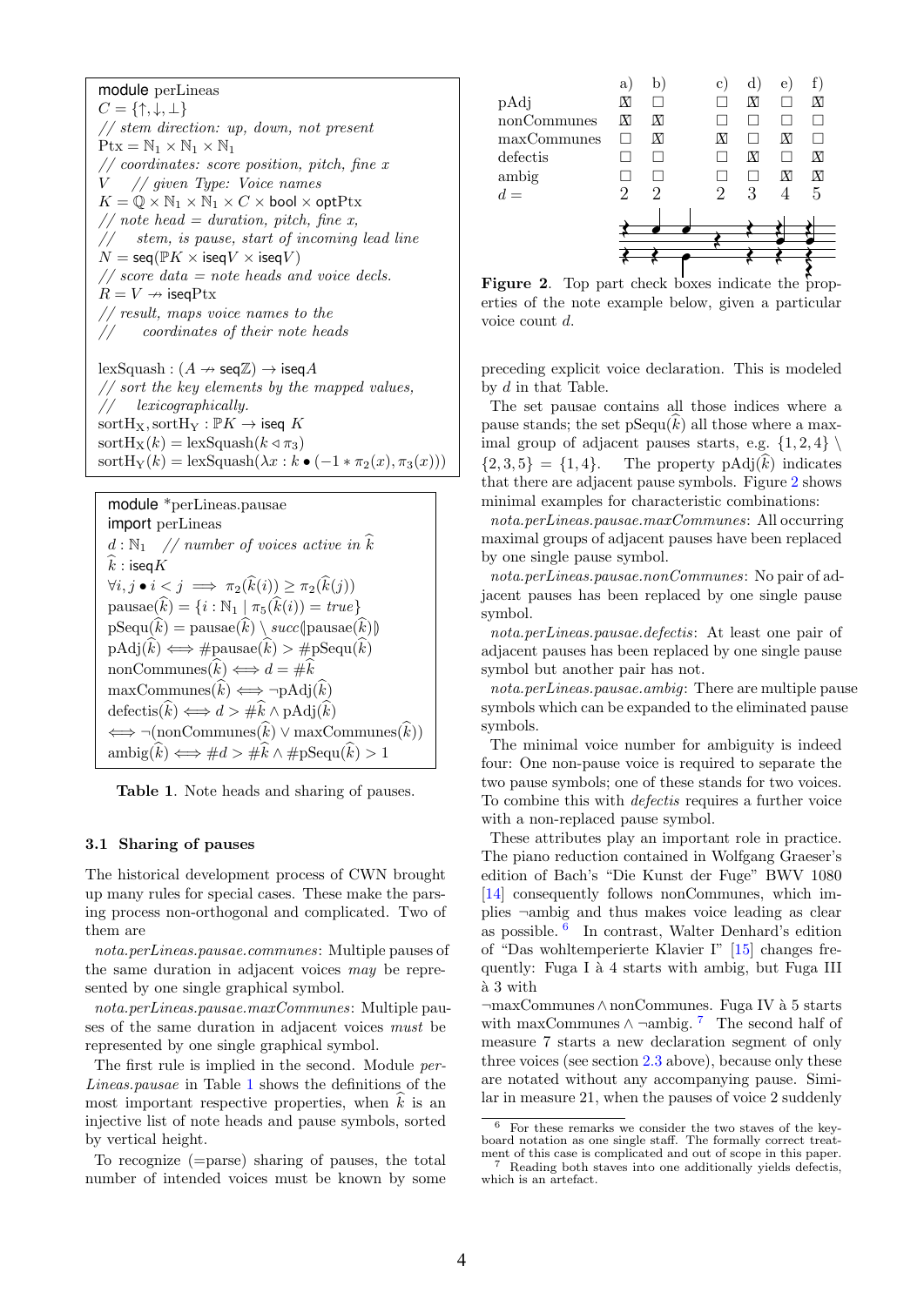```
module perLineas
C = {↑, ↓, ⊥}
// stem direction: up, down, not present
Ptx = ℕ₁ × ℕ₁ × ℕ₁
// coordinates: score position, pitch, fine x
V    // given Type: Voice names
K = ℚ × ℕ₁ × ℕ₁ × C × bool × optPtx
// note head = duration, pitch, fine x,
//   stem, is pause, start of incoming lead line
N = seq(ℙK × iseqV × iseqV)
// score data = note heads and voice decls.
R = V ⇸ iseqPtx
// result, maps voice names to the
//     coordinates of their note heads

lexSquash : (A ⇸ seqℤ) → iseqA
// sort the key elements by the mapped values,
//     lexicographically.
sortH_X, sortH_Y : ℙK → iseq K
sortH_X(k) = lexSquash(k ◁ π₃)
sortH_Y(k) = lexSquash(λx : k • (−1 ∗ π₂(x), π₃(x)))
```

```
module *perLineas.pausae
import perLineas
d : ℕ₁   // number of voices active in k̂
k̂ : iseqK
∀i, j • i < j ⟹ π₂(k̂(i)) ≥ π₂(k̂(j))
pausae(k̂) = {i : ℕ₁ | π₅(k̂(i)) = true}
pSequ(k̂) = pausae(k̂) \ succ⦇pausae(k̂)⦈
pAdj(k̂) ⟺ #pausae(k̂) > #pSequ(k̂)
nonCommunes(k̂) ⟺ d = #k̂
maxCommunes(k̂) ⟺ ¬pAdj(k̂)
defectis(k̂) ⟺ d > #k̂ ∧ pAdj(k̂)
⟺ ¬(nonCommunes(k̂) ∨ maxCommunes(k̂))
ambig(k̂) ⟺ #d > #k̂ ∧ #pSequ(k̂) > 1
```

**Table 1**. Note heads and sharing of pauses.

### 3.1 Sharing of pauses

The historical development process of CWN brought up many rules for special cases. These make the parsing process non-orthogonal and complicated. Two of them are

*nota.perLineas.pausae.communes*: Multiple pauses of the same duration in adjacent voices *may* be represented by one single graphical symbol.

*nota.perLineas.pausae.maxCommunes*: Multiple pauses of the same duration in adjacent voices *must* be represented by one single graphical symbol.

The first rule is implied in the second. Module *perLineas.pausae* in Table 1 shows the definitions of the most important respective properties, when $\widehat{k}$ is an injective list of note heads and pause symbols, sorted by vertical height.

To recognize (=parse) sharing of pauses, the total number of intended voices must be known by some preceding explicit voice declaration. This is modeled by $d$ in that Table.

|  | a) | b) | c) | d) | e) | f) |
|---|---|---|---|---|---|---|
| pAdj | ☒ | ☐ | ☐ | ☒ | ☐ | ☒ |
| nonCommunes | ☒ | ☒ | ☐ | ☐ | ☐ | ☐ |
| maxCommunes | ☐ | ☒ | ☒ | ☐ | ☒ | ☐ |
| defectis | ☐ | ☐ | ☐ | ☒ | ☐ | ☒ |
| ambig | ☐ | ☐ | ☐ | ☐ | ☒ | ☒ |
| $d =$ | 2 | 2 | 2 | 3 | 4 | 5 |

**Figure 2**. Top part check boxes indicate the properties of the note example below, given a particular voice count $d$.

The set pausae contains all those indices where a pause stands; the set pSequ($\widehat{k}$) all those where a maximal group of adjacent pauses starts, e.g. $\{1, 2, 4\} \setminus \{2, 3, 5\} = \{1, 4\}$. The property pAdj($\widehat{k}$) indicates that there are adjacent pause symbols. Figure 2 shows minimal examples for characteristic combinations:

*nota.perLineas.pausae.maxCommunes*: All occurring maximal groups of adjacent pauses have been replaced by one single pause symbol.

*nota.perLineas.pausae.nonCommunes*: No pair of adjacent pauses has been replaced by one single pause symbol.

*nota.perLineas.pausae.defectis*: At least one pair of adjacent pauses has been replaced by one single pause symbol but another pair has not.

*nota.perLineas.pausae.ambig*: There are multiple pause symbols which can be expanded to the eliminated pause symbols.

The minimal voice number for ambiguity is indeed four: One non-pause voice is required to separate the two pause symbols; one of these stands for two voices. To combine this with *defectis* requires a further voice with a non-replaced pause symbol.

These attributes play an important role in practice. The piano reduction contained in Wolfgang Graeser's edition of Bach's "Die Kunst der Fuge" BWV 1080 [14] consequently follows nonCommunes, which implies ¬ambig and thus makes voice leading as clear as possible. [6] In contrast, Walter Denhard's edition of "Das wohltemperierte Klavier I" [15] changes frequently: Fuga I à 4 starts with ambig, but Fuga III à 3 with ¬maxCommunes ∧ nonCommunes. Fuga IV à 5 starts with maxCommunes ∧ ¬ambig. [7] The second half of measure 7 starts a new declaration segment of only three voices (see section 2.3 above), because only these are notated without any accompanying pause. Similar in measure 21, when the pauses of voice 2 suddenly

[6] For these remarks we consider the two staves of the keyboard notation as one single staff. The formally correct treatment of this case is complicated and out of scope in this paper.

[7] Reading both staves into one additionally yields defectis, which is an artefact.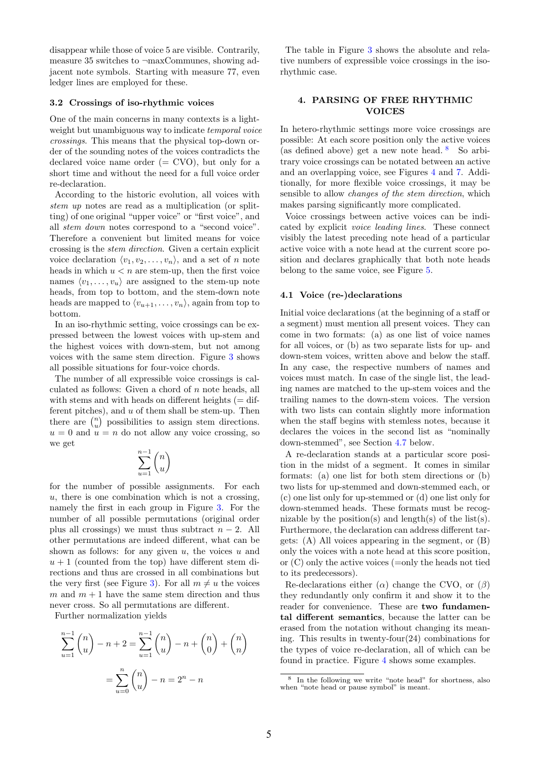disappear while those of voice 5 are visible. Contrarily, measure 35 switches to ¬maxCommunes, showing adjacent note symbols. Starting with measure 77, even ledger lines are employed for these.

### 3.2 Crossings of iso-rhythmic voices

One of the main concerns in many contexts is a lightweight but unambiguous way to indicate *temporal voice crossings*. This means that the physical top-down order of the sounding notes of the voices contradicts the declared voice name order (= CVO), but only for a short time and without the need for a full voice order re-declaration.

According to the historic evolution, all voices with *stem up* notes are read as a multiplication (or splitting) of one original "upper voice" or "first voice", and all *stem down* notes correspond to a "second voice". Therefore a convenient but limited means for voice crossing is the *stem direction*. Given a certain explicit voice declaration $\langle v_1, v_2, \ldots, v_n \rangle$, and a set of $n$ note heads in which $u < n$ are stem-up, then the first voice names $\langle v_1, \ldots, v_u \rangle$ are assigned to the stem-up note heads, from top to bottom, and the stem-down note heads are mapped to $\langle v_{u+1}, \ldots, v_n \rangle$, again from top to bottom.

In an iso-rhythmic setting, voice crossings can be expressed between the lowest voices with up-stem and the highest voices with down-stem, but not among voices with the same stem direction. Figure 3 shows all possible situations for four-voice chords.

The number of all expressible voice crossings is calculated as follows: Given a chord of $n$ note heads, all with stems and with heads on different heights (= different pitches), and $u$ of them shall be stem-up. Then there are $\binom{n}{u}$ possibilities to assign stem directions. $u = 0$ and $u = n$ do not allow any voice crossing, so we get

$$\sum_{u=1}^{n-1} \binom{n}{u}$$

for the number of possible assignments. For each $u$, there is one combination which is not a crossing, namely the first in each group in Figure 3. For the number of all possible permutations (original order plus all crossings) we must thus subtract $n - 2$. All other permutations are indeed different, what can be shown as follows: for any given $u$, the voices $u$ and $u + 1$ (counted from the top) have different stem directions and thus are crossed in all combinations but the very first (see Figure 3). For all $m \neq u$ the voices $m$ and $m + 1$ have the same stem direction and thus never cross. So all permutations are different.

Further normalization yields

$$\sum_{u=1}^{n-1} \binom{n}{u} - n + 2 = \sum_{u=1}^{n-1} \binom{n}{u} - n + \binom{n}{0} + \binom{n}{n}$$

$$= \sum_{u=0}^{n} \binom{n}{u} - n = 2^n - n$$

The table in Figure 3 shows the absolute and relative numbers of expressible voice crossings in the iso-rhythmic case.

## 4. PARSING OF FREE RHYTHMIC VOICES

In hetero-rhythmic settings more voice crossings are possible: At each score position only the active voices (as defined above) get a new note head. [8] So arbitrary voice crossings can be notated between an active and an overlapping voice, see Figures 4 and 7. Additionally, for more flexible voice crossings, it may be sensible to allow *changes of the stem direction*, which makes parsing significantly more complicated.

Voice crossings between active voices can be indicated by explicit *voice leading lines*. These connect visibly the latest preceding note head of a particular active voice with a note head at the current score position and declares graphically that both note heads belong to the same voice, see Figure 5.

### 4.1 Voice (re-)declarations

Initial voice declarations (at the beginning of a staff or a segment) must mention all present voices. They can come in two formats: (a) as one list of voice names for all voices, or (b) as two separate lists for up- and down-stem voices, written above and below the staff. In any case, the respective numbers of names and voices must match. In case of the single list, the leading names are matched to the up-stem voices and the trailing names to the down-stem voices. The version with two lists can contain slightly more information when the staff begins with stemless notes, because it declares the voices in the second list as "nominally down-stemmed", see Section 4.7 below.

A re-declaration stands at a particular score position in the midst of a segment. It comes in similar formats: (a) one list for both stem directions or (b) two lists for up-stemmed and down-stemmed each, or (c) one list only for up-stemmed or (d) one list only for down-stemmed heads. These formats must be recognizable by the position(s) and length(s) of the list(s). Furthermore, the declaration can address different targets: (A) All voices appearing in the segment, or (B) only the voices with a note head at this score position, or (C) only the active voices (=only the heads not tied to its predecessors).

Re-declarations either ($\alpha$) change the CVO, or ($\beta$) they redundantly only confirm it and show it to the reader for convenience. These are **two fundamental different semantics**, because the latter can be erased from the notation without changing its meaning. This results in twenty-four(24) combinations for the types of voice re-declaration, all of which can be found in practice. Figure 4 shows some examples.

[8] In the following we write "note head" for shortness, also when "note head or pause symbol" is meant.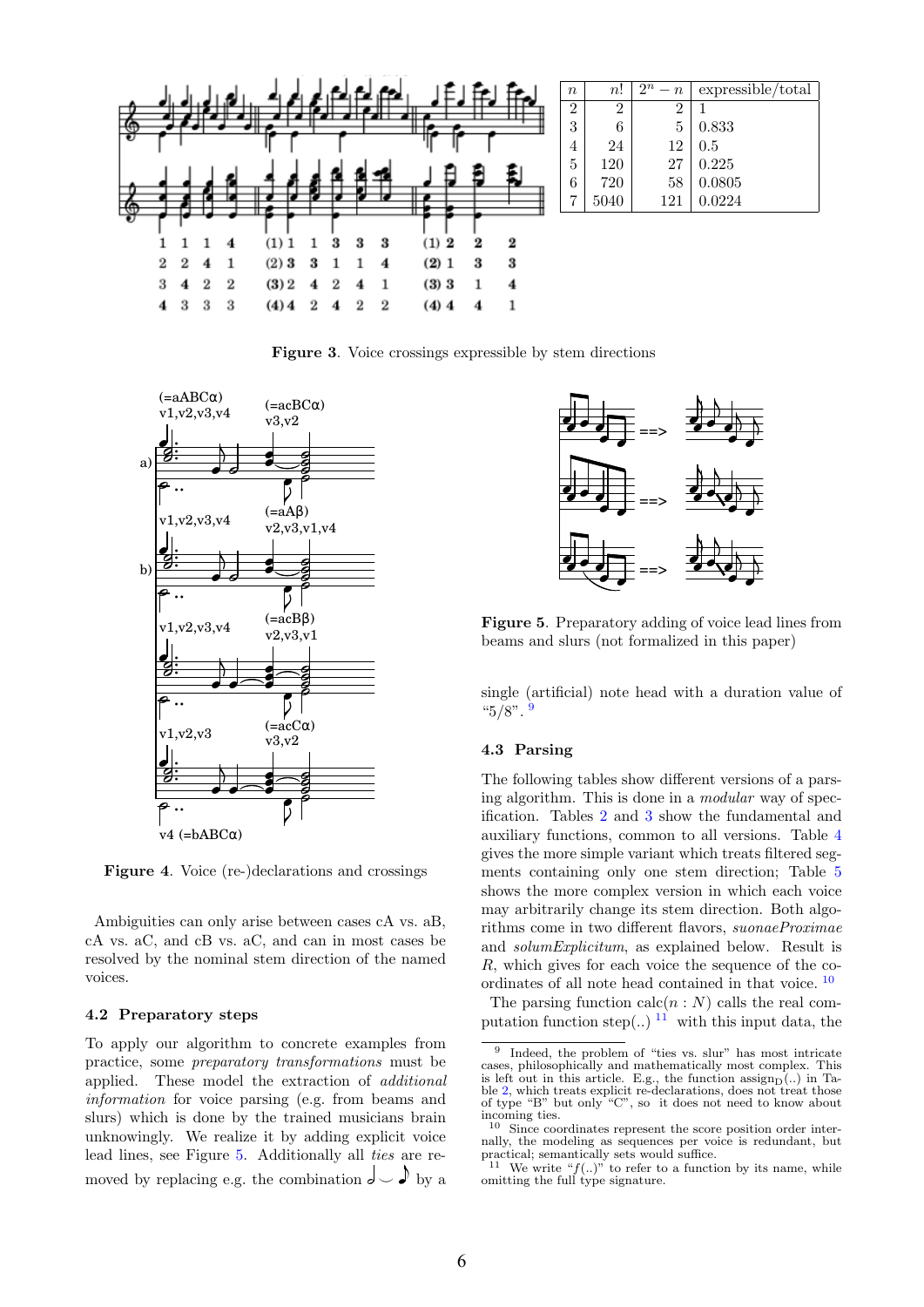| $n$ | $n!$ | $2^n - n$ | expressible/total |
|---|---|---|---|
| 2 | 2 | 2 | 1 |
| 3 | 6 | 5 | 0.833 |
| 4 | 24 | 12 | 0.5 |
| 5 | 120 | 27 | 0.225 |
| 6 | 720 | 58 | 0.0805 |
| 7 | 5040 | 121 | 0.0224 |

**Figure 3**. Voice crossings expressible by stem directions

**Figure 4**. Voice (re-)declarations and crossings

Ambiguities can only arise between cases cA vs. aB, cA vs. aC, and cB vs. aC, and can in most cases be resolved by the nominal stem direction of the named voices.

### 4.2 Preparatory steps

To apply our algorithm to concrete examples from practice, some *preparatory transformations* must be applied. These model the extraction of *additional information* for voice parsing (e.g. from beams and slurs) which is done by the trained musicians brain unknowingly. We realize it by adding explicit voice lead lines, see Figure 5. Additionally all *ties* are removed by replacing e.g. the combination ♩‿♪ by a single (artificial) note head with a duration value of "5/8". [9]

**Figure 5**. Preparatory adding of voice lead lines from beams and slurs (not formalized in this paper)

### 4.3 Parsing

The following tables show different versions of a parsing algorithm. This is done in a *modular* way of specification. Tables 2 and 3 show the fundamental and auxiliary functions, common to all versions. Table 4 gives the more simple variant which treats filtered segments containing only one stem direction; Table 5 shows the more complex version in which each voice may arbitrarily change its stem direction. Both algorithms come in two different flavors, *suonaeProximae* and *solumExplicitum*, as explained below. Result is $R$, which gives for each voice the sequence of the coordinates of all note head contained in that voice. [10]

The parsing function calc($n : N$) calls the real computation function step(..) [11] with this input data, the

[9] Indeed, the problem of "ties vs. slur" has most intricate cases, philosophically and mathematically most complex. This is left out in this article. E.g., the function $\text{assign}_\text{D}$(..) in Table 2, which treats explicit re-declarations, does not treat those of type "B" but only "C", so it does not need to know about incoming ties.

[10] Since coordinates represent the score position order internally, the modeling as sequences per voice is redundant, but practical; semantically sets would suffice.

[11] We write "$f$(..)" to refer to a function by its name, while omitting the full type signature.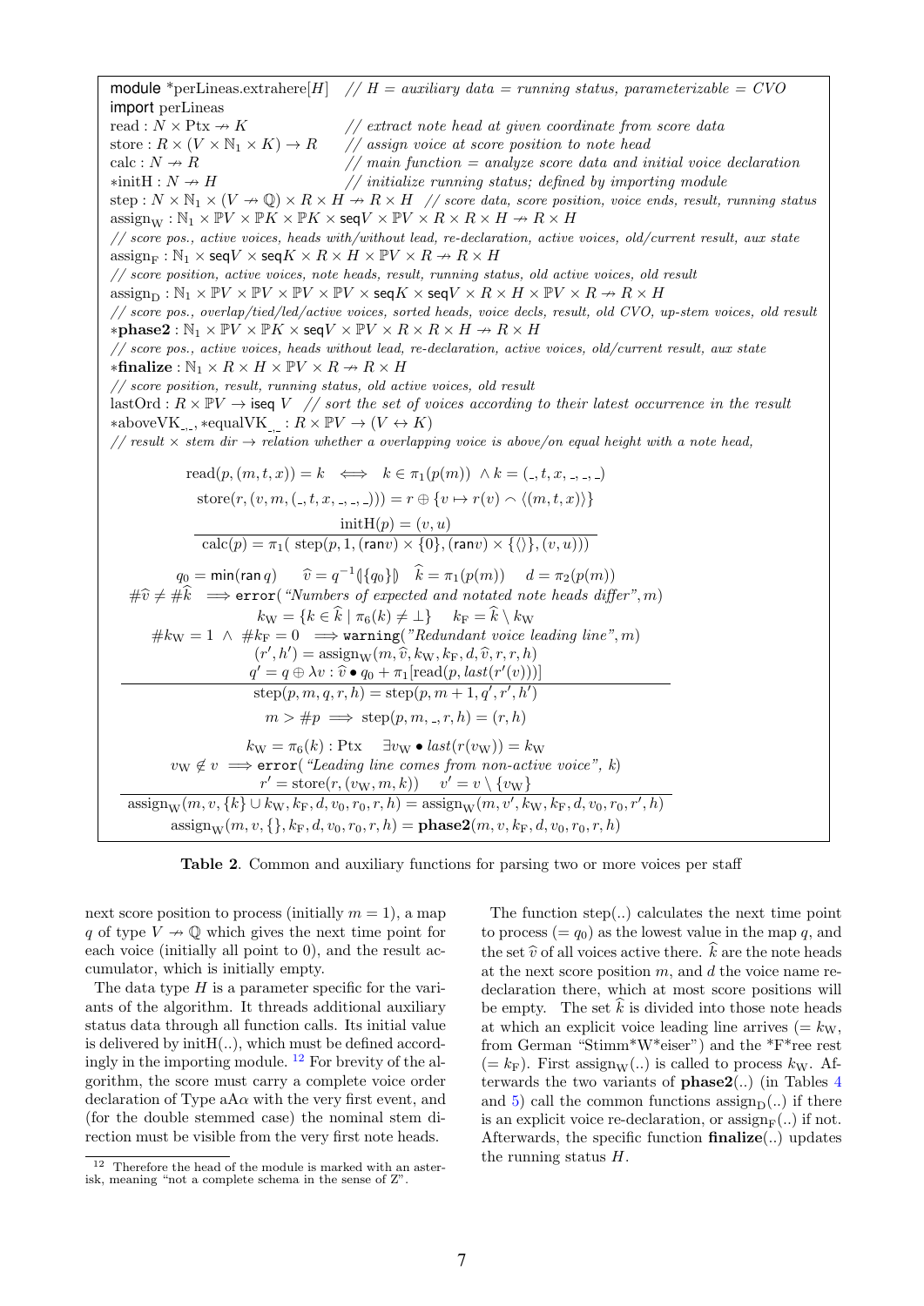```
module *perLineas.extrahere[H]   // H = auxiliary data = running status, parameterizable = CVO
import perLineas
read : N × Ptx ⇸ K                    // extract note head at given coordinate from score data
store : R × (V × ℕ₁ × K) → R          // assign voice at score position to note head
calc : N ⇸ R                           // main function = analyze score data and initial voice declaration
*initH : N ⇸ H                         // initialize running status; defined by importing module
step : N × ℕ₁ × (V ⇸ ℚ) × R × H ⇸ R × H  // score data, score position, voice ends, result, running status
assign_W : ℕ₁ × ℙV × ℙK × ℙK × seqV × ℙV × R × R × H ⇸ R × H
// score pos., active voices, heads with/without lead, re-declaration, active voices, old/current result, aux state
assign_F : ℕ₁ × seqV × seqK × R × H × ℙV × R ⇸ R × H
// score position, active voices, note heads, result, running status, old active voices, old result
assign_D : ℕ₁ × ℙV × ℙV × ℙV × ℙV × seqK × seqV × R × H × ℙV × R ⇸ R × H
// score pos., overlap/tied/led/active voices, sorted heads, voice decls, result, old CVO, up-stem voices, old result
*phase2 : ℕ₁ × ℙV × ℙK × seqV × ℙV × R × R × H ⇸ R × H
// score pos., active voices, heads without lead, re-declaration, active voices, old/current result, aux state
*finalize : ℕ₁ × R × H × ℙV × R ⇸ R × H
// score position, result, running status, old active voices, old result
lastOrd : R × ℙV → iseq V   // sort the set of voices according to their latest occurrence in the result
*aboveVK_{_,_}, *equalVK_{_,_} : R × ℙV → (V ↔ K)
// result × stem dir → relation whether a overlapping voice is above/on equal height with a note head,
```

$$\mathrm{read}(p,(m,t,x)) = k \iff k \in \pi_1(p(m)) \wedge k = (\_,t,x,\_,\_,\_)$$

$$\mathrm{store}(r,(v,m,(\_,t,x,\_,\_,\_))) = r \oplus \{v \mapsto r(v) \frown \langle (m,t,x)\rangle\}$$

$$\frac{\mathrm{initH}(p) = (v,u)}{\mathrm{calc}(p) = \pi_1(\ \mathrm{step}(p,1,(\mathrm{ran}\,v)\times\{0\},(\mathrm{ran}\,v)\times\{\langle\rangle\},(v,u)))}$$

$$\frac{\begin{array}{c} q_0 = \min(\mathrm{ran}\,q) \quad \widehat{v} = q^{-1}(\!|\{q_0\}|\!) \quad \widehat{k} = \pi_1(p(m)) \quad d = \pi_2(p(m)) \\ \#\widehat{v} \neq \#\widehat{k} \implies \mathtt{error}(\text{"Numbers of expected and notated note heads differ"}, m) \\ k_{\mathrm{W}} = \{k \in \widehat{k} \mid \pi_6(k) \neq \bot\} \quad k_{\mathrm{F}} = \widehat{k} \setminus k_{\mathrm{W}} \\ \#k_{\mathrm{W}} = 1 \wedge \#k_{\mathrm{F}} = 0 \implies \mathtt{warning}(\text{"Redundant voice leading line"}, m) \\ (r',h') = \mathrm{assign}_{\mathrm{W}}(m,\widehat{v},k_{\mathrm{W}},k_{\mathrm{F}},d,\widehat{v},r,r,h) \\ q' = q \oplus \lambda v : \widehat{v} \bullet q_0 + \pi_1[\mathrm{read}(p, \mathit{last}(r'(v)))] \end{array}}{\mathrm{step}(p,m,q,r,h) = \mathrm{step}(p,m+1,q',r',h')}$$

$$m > \#p \implies \mathrm{step}(p,m,\_,r,h) = (r,h)$$

$$\frac{\begin{array}{c} k_{\mathrm{W}} = \pi_6(k) : \mathrm{Ptx} \quad \exists v_{\mathrm{W}} \bullet \mathit{last}(r(v_{\mathrm{W}})) = k_{\mathrm{W}} \\ v_{\mathrm{W}} \notin v \implies \mathtt{error}(\text{"Leading line comes from non-active voice"}, k) \\ r' = \mathrm{store}(r,(v_{\mathrm{W}},m,k)) \quad v' = v \setminus \{v_{\mathrm{W}}\} \end{array}}{\mathrm{assign}_{\mathrm{W}}(m,v,\{k\}\cup k_{\mathrm{W}},k_{\mathrm{F}},d,v_0,r_0,r,h) = \mathrm{assign}_{\mathrm{W}}(m,v',k_{\mathrm{W}},k_{\mathrm{F}},d,v_0,r_0,r',h)}$$

$$\mathrm{assign}_{\mathrm{W}}(m,v,\{\},k_{\mathrm{F}},d,v_0,r_0,r,h) = \mathbf{phase2}(m,v,k_{\mathrm{F}},d,v_0,r_0,r,h)$$

**Table 2**. Common and auxiliary functions for parsing two or more voices per staff

next score position to process (initially $m = 1$), a map $q$ of type $V \nrightarrow \mathbb{Q}$ which gives the next time point for each voice (initially all point to 0), and the result accumulator, which is initially empty.

The data type $H$ is a parameter specific for the variants of the algorithm. It threads additional auxiliary status data through all function calls. Its initial value is delivered by initH(..), which must be defined accordingly in the importing module. [12] For brevity of the algorithm, the score must carry a complete voice order declaration of Type aA$\alpha$ with the very first event, and (for the double stemmed case) the nominal stem direction must be visible from the very first note heads.

The function step(..) calculates the next time point to process ($= q_0$) as the lowest value in the map $q$, and the set $\widehat{v}$ of all voices active there. $\widehat{k}$ are the note heads at the next score position $m$, and $d$ the voice name re-declaration there, which at most score positions will be empty. The set $\widehat{k}$ is divided into those note heads at which an explicit voice leading line arrives ($= k_{\mathrm{W}}$, from German "Stimm*W*eiser") and the *F*ree rest ($= k_{\mathrm{F}}$). First assign$_{\mathrm{W}}$(..) is called to process $k_{\mathrm{W}}$. Afterwards the two variants of **phase2**(..) (in Tables 4 and 5) call the common functions assign$_{\mathrm{D}}$(..) if there is an explicit voice re-declaration, or assign$_{\mathrm{F}}$(..) if not. Afterwards, the specific function **finalize**(..) updates the running status $H$.

[12] Therefore the head of the module is marked with an asterisk, meaning "not a complete schema in the sense of Z".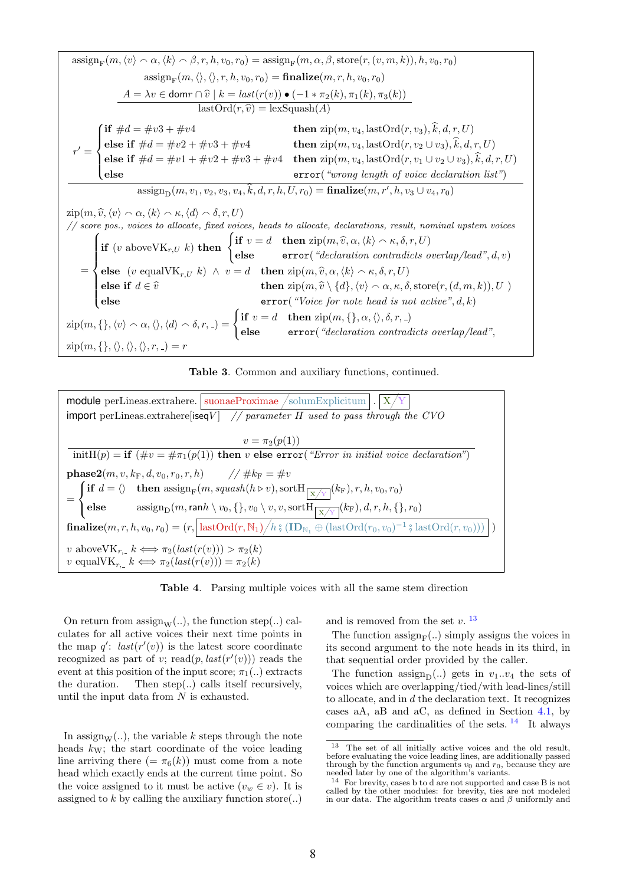$$\text{assign}_\text{F}(m, \langle v\rangle \frown \alpha, \langle k\rangle \frown \beta, r, h, v_0, r_0) = \text{assign}_\text{F}(m, \alpha, \beta, \text{store}(r, (v, m, k)), h, v_0, r_0)$$

$$\text{assign}_\text{F}(m, \langle\rangle, \langle\rangle, r, h, v_0, r_0) = \textbf{finalize}(m, r, h, v_0, r_0)$$

$$\frac{A = \lambda v \in \mathsf{dom} r \cap \widehat{v} \mid k = \mathit{last}(r(v)) \bullet (-1 * \pi_2(k), \pi_1(k), \pi_3(k))}{\text{lastOrd}(r, \widehat{v}) = \text{lexSquash}(A)}$$

$$\frac{r' = \begin{cases} \textbf{if } \#d = \#v3 + \#v4 & \textbf{then } \text{zip}(m, v_4, \text{lastOrd}(r, v_3), \widehat{k}, d, r, U) \\ \textbf{else if } \#d = \#v2 + \#v3 + \#v4 & \textbf{then } \text{zip}(m, v_4, \text{lastOrd}(r, v_2 \cup v_3), \widehat{k}, d, r, U) \\ \textbf{else if } \#d = \#v1 + \#v2 + \#v3 + \#v4 & \textbf{then } \text{zip}(m, v_4, \text{lastOrd}(r, v_1 \cup v_2 \cup v_3), \widehat{k}, d, r, U) \\ \textbf{else} & \texttt{error}(\textit{"wrong length of voice declaration list"}) \end{cases}}{\text{assign}_\text{D}(m, v_1, v_2, v_3, v_4, \widehat{k}, d, r, h, U, r_0) = \textbf{finalize}(m, r', h, v_3 \cup v_4, r_0)}$$

$\text{zip}(m, \widehat{v}, \langle v\rangle \frown \alpha, \langle k\rangle \frown \kappa, \langle d\rangle \frown \delta, r, U)$
*// score pos., voices to allocate, fixed voices, heads to allocate, declarations, result, nominal upstem voices*

$$= \begin{cases} \textbf{if } (v \text{ aboveVK}_{r,U}\ k) \textbf{ then } \begin{cases} \textbf{if } v = d & \textbf{then } \text{zip}(m, \widehat{v}, \alpha, \langle k\rangle \frown \kappa, \delta, r, U) \\ \textbf{else} & \texttt{error}(\textit{"declaration contradicts overlap/lead"}, d, v) \end{cases} \\ \textbf{else } (v \text{ equalVK}_{r,U}\ k) \wedge v = d & \textbf{then } \text{zip}(m, \widehat{v}, \alpha, \langle k\rangle \frown \kappa, \delta, r, U) \\ \textbf{else if } d \in \widehat{v} & \textbf{then } \text{zip}(m, \widehat{v} \setminus \{d\}, \langle v\rangle \frown \alpha, \kappa, \delta, \text{store}(r, (d, m, k)), U\ ) \\ \textbf{else} & \texttt{error}(\textit{"Voice for note head is not active"}, d, k) \end{cases}$$

$$\text{zip}(m, \{\}, \langle v\rangle \frown \alpha, \langle\rangle, \langle d\rangle \frown \delta, r, \_) = \begin{cases} \textbf{if } v = d & \textbf{then } \text{zip}(m, \{\}, \alpha, \langle\rangle, \delta, r, \_) \\ \textbf{else} & \texttt{error}(\textit{"declaration contradicts overlap/lead"}, \end{cases}$$

$$\text{zip}(m, \{\}, \langle\rangle, \langle\rangle, \langle\rangle, r, \_) = r$$

**Table 3**. Common and auxiliary functions, continued.

module perLineas.extrahere. suonaeProximae / solumExplicitum . X / Y
import perLineas.extrahere[iseq $V$] *// parameter $H$ used to pass through the CVO*

$$\frac{v = \pi_2(p(1))}{\text{initH}(p) = \textbf{if } (\#v = \#\pi_1(p(1)) \textbf{ then } v \textbf{ else } \texttt{error}(\textit{"Error in initial voice declaration"})}$$

$\textbf{phase2}(m, v, k_\text{F}, d, v_0, r_0, r, h)$ *// $\#k_\text{F} = \#v$*

$$= \begin{cases} \textbf{if } d = \langle\rangle & \textbf{then } \text{assign}_\text{F}(m, \mathit{squash}(h \rhd v), \text{sortH}_{\text{X/Y}}(k_\text{F}), r, h, v_0, r_0) \\ \textbf{else} & \text{assign}_\text{D}(m, \mathsf{ran} h \setminus v_0, \{\}, v_0 \setminus v, v, \text{sortH}_{\text{X/Y}}(k_\text{F}), d, r, h, \{\}, r_0) \end{cases}$$

$$\textbf{finalize}(m, r, h, v_0, r_0) = (r, \text{lastOrd}(r, \mathbb{N}_1) / h \mathbin{⨾} (\mathbf{ID}_{\mathbb{N}_1} \oplus (\text{lastOrd}(r_0, v_0)^{-1} \mathbin{⨾} \text{lastOrd}(r, v_0))))$$

$$v \text{ aboveVK}_{r,\_}\ k \iff \pi_2(\mathit{last}(r(v))) > \pi_2(k)$$
$$v \text{ equalVK}_{r,\_}\ k \iff \pi_2(\mathit{last}(r(v))) = \pi_2(k)$$

**Table 4**. Parsing multiple voices with all the same stem direction

On return from $\text{assign}_\text{W}(..)$, the function step(..) calculates for all active voices their next time points in the map $q'$: $\mathit{last}(r'(v))$ is the latest score coordinate recognized as part of $v$; read$(p, \mathit{last}(r'(v)))$ reads the event at this position of the input score; $\pi_1(..)$ extracts the duration. Then step(..) calls itself recursively, until the input data from $N$ is exhausted.

In $\text{assign}_\text{W}(..)$, the variable $k$ steps through the note heads $k_\text{W}$; the start coordinate of the voice leading line arriving there ($= \pi_6(k)$) must come from a note head which exactly ends at the current time point. So the voice assigned to it must be active ($v_w \in v$). It is assigned to $k$ by calling the auxiliary function store(..) and is removed from the set $v$. [13]

The function $\text{assign}_\text{F}(..)$ simply assigns the voices in its second argument to the note heads in its third, in that sequential order provided by the caller.

The function $\text{assign}_\text{D}(..)$ gets in $v_1..v_4$ the sets of voices which are overlapping/tied/with lead-lines/still to allocate, and in $d$ the declaration text. It recognizes cases aA, aB and aC, as defined in Section 4.1, by comparing the cardinalities of the sets. [14] It always

---

[13] The set of all initially active voices and the old result, before evaluating the voice leading lines, are additionally passed through by the function arguments $v_0$ and $r_0$, because they are needed later by one of the algorithm's variants.

[14] For brevity, cases b to d are not supported and case B is not called by the other modules: for brevity, ties are not modeled in our data. The algorithm treats cases $\alpha$ and $\beta$ uniformly and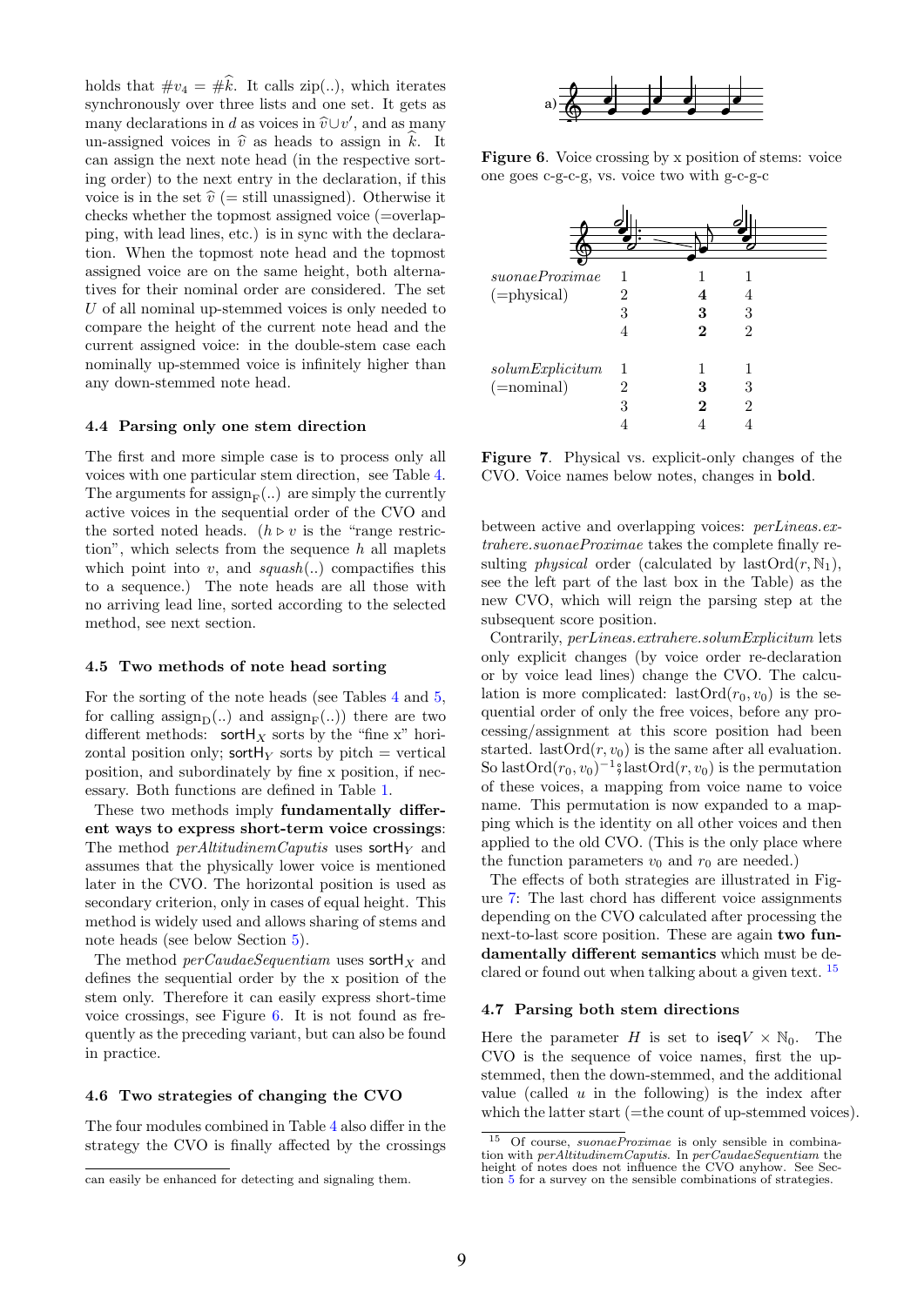holds that $\#v_4 = \#\widehat{k}$. It calls zip(..), which iterates synchronously over three lists and one set. It gets as many declarations in $d$ as voices in $\widehat{v} \cup v'$, and as many un-assigned voices in $\widehat{v}$ as heads to assign in $\widehat{k}$. It can assign the next note head (in the respective sorting order) to the next entry in the declaration, if this voice is in the set $\widehat{v}$ (= still unassigned). Otherwise it checks whether the topmost assigned voice (=overlapping, with lead lines, etc.) is in sync with the declaration. When the topmost note head and the topmost assigned voice are on the same height, both alternatives for their nominal order are considered. The set $U$ of all nominal up-stemmed voices is only needed to compare the height of the current note head and the current assigned voice: in the double-stem case each nominally up-stemmed voice is infinitely higher than any down-stemmed note head.

### 4.4 Parsing only one stem direction

The first and more simple case is to process only all voices with one particular stem direction, see Table 4. The arguments for $\text{assign}_\text{F}(..)$ are simply the currently active voices in the sequential order of the CVO and the sorted noted heads. ($h \triangleright v$ is the "range restriction", which selects from the sequence $h$ all maplets which point into $v$, and *squash*(..) compactifies this to a sequence.) The note heads are all those with no arriving lead line, sorted according to the selected method, see next section.

### 4.5 Two methods of note head sorting

For the sorting of the note heads (see Tables 4 and 5, for calling $\text{assign}_\text{D}(..)$ and $\text{assign}_\text{F}(..)$) there are two different methods: $\mathsf{sortH}_X$ sorts by the "fine x" horizontal position only; $\mathsf{sortH}_Y$ sorts by pitch = vertical position, and subordinately by fine x position, if necessary. Both functions are defined in Table 1.

These two methods imply **fundamentally different ways to express short-term voice crossings**: The method *perAltitudinemCaputis* uses $\mathsf{sortH}_Y$ and assumes that the physically lower voice is mentioned later in the CVO. The horizontal position is used as secondary criterion, only in cases of equal height. This method is widely used and allows sharing of stems and note heads (see below Section 5).

The method *perCaudaeSequentiam* uses $\mathsf{sortH}_X$ and defines the sequential order by the x position of the stem only. Therefore it can easily express short-time voice crossings, see Figure 6. It is not found as frequently as the preceding variant, but can also be found in practice.

### 4.6 Two strategies of changing the CVO

The four modules combined in Table 4 also differ in the strategy the CVO is finally affected by the crossings between active and overlapping voices: *perLineas.extrahere.suonaeProximae* takes the complete finally resulting *physical* order (calculated by $\text{lastOrd}(r, \mathbb{N}_1)$, see the left part of the last box in the Table) as the new CVO, which will reign the parsing step at the subsequent score position.

Contrarily, *perLineas.extrahere.solumExplicitum* lets only explicit changes (by voice order re-declaration or by voice lead lines) change the CVO. The calculation is more complicated: $\text{lastOrd}(r_0, v_0)$ is the sequential order of only the free voices, before any processing/assignment at this score position had been started. $\text{lastOrd}(r, v_0)$ is the same after all evaluation. So $\text{lastOrd}(r_0, v_0)^{-1} ⨾ \text{lastOrd}(r, v_0)$ is the permutation of these voices, a mapping from voice name to voice name. This permutation is now expanded to a mapping which is the identity on all other voices and then applied to the old CVO. (This is the only place where the function parameters $v_0$ and $r_0$ are needed.)

The effects of both strategies are illustrated in Figure 7: The last chord has different voice assignments depending on the CVO calculated after processing the next-to-last score position. These are again **two fundamentally different semantics** which must be declared or found out when talking about a given text. [15]

**Figure 6**. Voice crossing by x position of stems: voice one goes c-g-c-g, vs. voice two with g-c-g-c

| | | | |
|---|---|---|---|
| *suonaeProximae* | 1 | 1 | 1 |
| (=physical) | 2 | **4** | 4 |
| | 3 | **3** | 3 |
| | 4 | **2** | 2 |
| *solumExplicitum* | 1 | 1 | 1 |
| (=nominal) | 2 | **3** | 3 |
| | 3 | **2** | 2 |
| | 4 | 4 | 4 |

**Figure 7**. Physical vs. explicit-only changes of the CVO. Voice names below notes, changes in **bold**.

### 4.7 Parsing both stem directions

Here the parameter $H$ is set to $\mathsf{iseq}V \times \mathbb{N}_0$. The CVO is the sequence of voice names, first the up-stemmed, then the down-stemmed, and the additional value (called $u$ in the following) is the index after which the latter start (=the count of up-stemmed voices).

---

can easily be enhanced for detecting and signaling them.

[15] Of course, *suonaeProximae* is only sensible in combination with *perAltitudinemCaputis*. In *perCaudaeSequentiam* the height of notes does not influence the CVO anyhow. See Section 5 for a survey on the sensible combinations of strategies.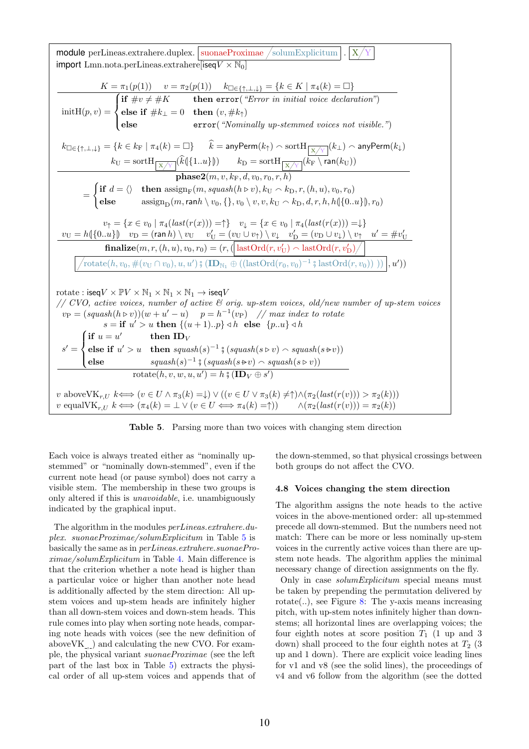module perLineas.extrahere.duplex. suonaeProximae / solumExplicitum . X / Y
import Lmn.nota.perLineas.extrahere[iseq$V \times \mathbb{N}_0$]

$$K = \pi_1(p(1)) \quad v = \pi_2(p(1)) \quad k_{\square\in\{\uparrow,\perp,\downarrow\}} = \{k \in K \mid \pi_4(k) = \square\}$$

$$\text{initH}(p,v) = \begin{cases} \textbf{if } \#v \neq \#K & \textbf{then } \texttt{error}(\textit{“Error in initial voice declaration”}) \\ \textbf{else if } \#k_\perp = 0 & \textbf{then } (v, \#k_\uparrow) \\ \textbf{else} & \texttt{error}(\textit{“Nominally up-stemmed voices not visible.”}) \end{cases}$$

$$k_{\square\in\{\uparrow,\perp,\downarrow\}} = \{k \in k_{\mathrm{F}} \mid \pi_4(k) = \square\} \qquad \widehat{k} = \mathsf{anyPerm}(k_\uparrow) \frown \text{sortH}_{X/Y}(k_\perp) \frown \mathsf{anyPerm}(k_\downarrow)$$

$$k_{\mathrm{U}} = \text{sortH}_{X/Y}(\widehat{k}(\!|\{1..u\}|\!)) \qquad k_{\mathrm{D}} = \text{sortH}_{X/Y}(k_{\mathrm{F}} \setminus \mathsf{ran}(k_{\mathrm{U}}))$$

$$\textbf{phase2}(m, v, k_{\mathrm{F}}, d, v_0, r_0, r, h)$$

$$= \begin{cases} \textbf{if } d = \langle\rangle & \textbf{then } \text{assign}_{\mathrm{F}}(m, \textit{squash}(h \rhd v), k_{\mathrm{U}} \frown k_{\mathrm{D}}, r, (h,u), v_0, r_0) \\ \textbf{else} & \text{assign}_{\mathrm{D}}(m, \mathsf{ran}h \setminus v_0, \{\}, v_0 \setminus v, v, k_{\mathrm{U}} \frown k_{\mathrm{D}}, d, r, h, h(\!|\{0..u\}|\!), r_0) \end{cases}$$

$$v_\uparrow = \{x \in v_0 \mid \pi_4(\textit{last}(r(x))) = \uparrow\} \quad v_\downarrow = \{x \in v_0 \mid \pi_4(\textit{last}(r(x))) = \downarrow\}$$

$$v_{\mathrm{U}} = h(\!|\{0..u\}|\!) \quad v_{\mathrm{D}} = (\mathsf{ran}\, h) \setminus v_{\mathrm{U}} \quad v'_{\mathrm{U}} = (v_{\mathrm{U}} \cup v_\uparrow) \setminus v_\downarrow \quad v'_{\mathrm{D}} = (v_{\mathrm{D}} \cup v_\downarrow) \setminus v_\uparrow \quad u' = \#v'_{\mathrm{U}}$$

$$\textbf{finalize}(m, r, (h,u), v_0, r_0) = (r, (\ \text{lastOrd}(r, v'_{\mathrm{U}}) \frown \text{lastOrd}(r, v'_{\mathrm{D}}) \ /$$

$$/\ \text{rotate}(h, v_0, \#(v_{\mathrm{U}} \cap v_0), u, u') \,⨾\, (\mathbf{ID}_{\mathbb{N}_1} \oplus ((\text{lastOrd}(r_0, v_0)^{-1} \,⨾\, \text{lastOrd}(r, v_0))\ )\ ), u'))$$

rotate : iseq$V \times \mathbb{P}V \times \mathbb{N}_1 \times \mathbb{N}_1 \times \mathbb{N}_1 \to$ iseq$V$
// *CVO, active voices, number of active & orig. up-stem voices, old/new number of up-stem voices*

$$v_{\mathrm{P}} = (\textit{squash}(h \rhd v))(w + u' - u) \qquad p = h^{-1}(v_{\mathrm{P}}) \quad \textit{// max index to rotate}$$

$$s = \textbf{if } u' > u \textbf{ then } \{(u+1)..p\} \lhd h \textbf{ else } \{p..u\} \lhd h$$

$$s' = \begin{cases} \textbf{if } u = u' & \textbf{then } \mathbf{ID}_V \\ \textbf{else if } u' > u & \textbf{then } \textit{squash}(s)^{-1} \,⨾\, (\textit{squash}(s \rhd v) \frown \textit{squash}(s \ntriangleright v)) \\ \textbf{else} & \textit{squash}(s)^{-1} \,⨾\, (\textit{squash}(s \ntriangleright v) \frown \textit{squash}(s \rhd v)) \end{cases}$$

$$\text{rotate}(h, v, w, u, u') = h \,⨾\, (\mathbf{ID}_V \oplus s')$$

$$v \text{ aboveVK}_{r,U}\ k \iff (v \in U \wedge \pi_3(k) = \downarrow) \vee ((v \in U \vee \pi_3(k) \neq \uparrow) \wedge (\pi_2(\textit{last}(r(v))) > \pi_2(k)))$$

$$v \text{ equalVK}_{r,U}\ k \iff (\pi_4(k) = \perp \vee (v \in U \iff \pi_4(k) = \uparrow)) \quad \wedge (\pi_2(\textit{last}(r(v))) = \pi_2(k))$$

**Table 5.** Parsing more than two voices with changing stem direction

Each voice is always treated either as “nominally up-stemmed” or “nominally down-stemmed”, even if the current note head (or pause symbol) does not carry a visible stem. The membership in these two groups is only altered if this is *unavoidable*, i.e. unambiguously indicated by the graphical input.

The algorithm in the modules *perLineas.extrahere.duplex. suonaeProximae/solumExplicitum* in Table 5 is basically the same as in *perLineas.extrahere.suonaeProximae/solumExplicitum* in Table 4. Main difference is that the criterion whether a note head is higher than a particular voice or higher than another note head is additionally affected by the stem direction: All up-stem voices and up-stem heads are infinitely higher than all down-stem voices and down-stem heads. This rule comes into play when sorting note heads, comparing note heads with voices (see the new definition of aboveVK$_{\_,\_}$) and calculating the new CVO. For example, the physical variant *suonaeProximae* (see the left part of the last box in Table 5) extracts the physical order of all up-stem voices and appends that of the down-stemmed, so that physical crossings between both groups do not affect the CVO.

### 4.8 Voices changing the stem direction

The algorithm assigns the note heads to the active voices in the above-mentioned order: all up-stemmed precede all down-stemmed. But the numbers need not match: There can be more or less nominally up-stem voices in the currently active voices than there are up-stem note heads. The algorithm applies the minimal necessary change of direction assignments on the fly.

Only in case *solumExplicitum* special means must be taken by prepending the permutation delivered by rotate(..), see Figure 8: The y-axis means increasing pitch, with up-stem notes infinitely higher than down-stems; all horizontal lines are overlapping voices; the four eighth notes at score position $T_1$ (1 up and 3 down) shall proceed to the four eighth notes at $T_2$ (3 up and 1 down). There are explicit voice leading lines for v1 and v8 (see the solid lines), the proceedings of v4 and v6 follow from the algorithm (see the dotted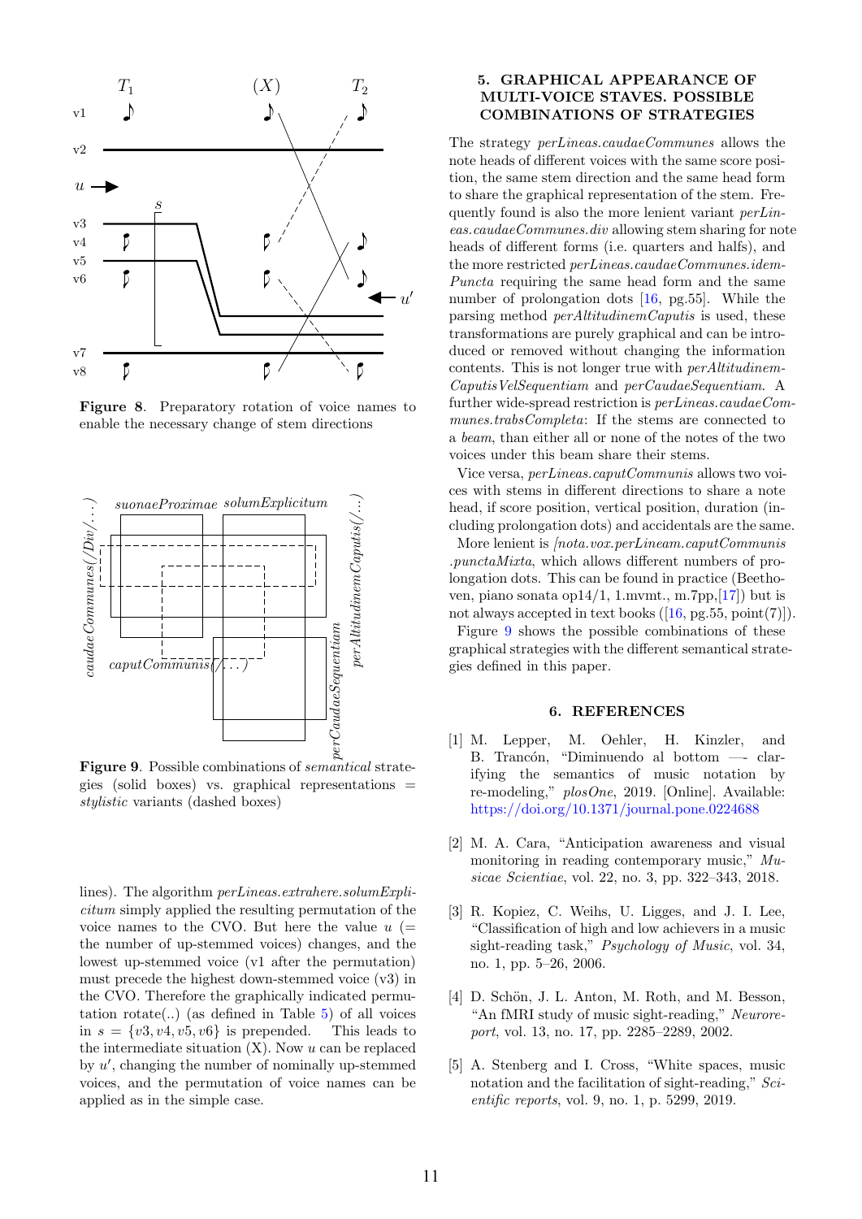**Figure 8**. Preparatory rotation of voice names to enable the necessary change of stem directions

**Figure 9**. Possible combinations of *semantical* strategies (solid boxes) vs. graphical representations = *stylistic* variants (dashed boxes)

lines). The algorithm *perLineas.extrahere.solumExplicitum* simply applied the resulting permutation of the voice names to the CVO. But here the value $u$ (= the number of up-stemmed voices) changes, and the lowest up-stemmed voice (v1 after the permutation) must precede the highest down-stemmed voice (v3) in the CVO. Therefore the graphically indicated permutation rotate(..) (as defined in Table 5) of all voices in $s = \{v3, v4, v5, v6\}$ is prepended. This leads to the intermediate situation (X). Now $u$ can be replaced by $u'$, changing the number of nominally up-stemmed voices, and the permutation of voice names can be applied as in the simple case.

## 5. GRAPHICAL APPEARANCE OF MULTI-VOICE STAVES. POSSIBLE COMBINATIONS OF STRATEGIES

The strategy *perLineas.caudaeCommunes* allows the note heads of different voices with the same score position, the same stem direction and the same head form to share the graphical representation of the stem. Frequently found is also the more lenient variant *perLineas.caudaeCommunes.div* allowing stem sharing for note heads of different forms (i.e. quarters and halfs), and the more restricted *perLineas.caudaeCommunes.idemPuncta* requiring the same head form and the same number of prolongation dots [16, pg.55]. While the parsing method *perAltitudinemCaputis* is used, these transformations are purely graphical and can be introduced or removed without changing the information contents. This is not longer true with *perAltitudinemCaputisVelSequentiam* and *perCaudaeSequentiam*. A further wide-spread restriction is *perLineas.caudaeCommunes.trabsCompleta*: If the stems are connected to a *beam*, than either all or none of the notes of the two voices under this beam share their stems.

Vice versa, *perLineas.caputCommunis* allows two voices with stems in different directions to share a note head, if score position, vertical position, duration (including prolongation dots) and accidentals are the same.

More lenient is *[nota.vox.perLineam.caputCommunis .punctaMixta*, which allows different numbers of prolongation dots. This can be found in practice (Beethoven, piano sonata op14/1, 1.mvmt., m.7pp,[17]) but is not always accepted in text books ([16, pg.55, point(7)]).

Figure 9 shows the possible combinations of these graphical strategies with the different semantical strategies defined in this paper.

## 6. REFERENCES

[1] M. Lepper, M. Oehler, H. Kinzler, and B. Trancón, “Diminuendo al bottom —- clarifying the semantics of music notation by re-modeling,” *plosOne*, 2019. [Online]. Available: https://doi.org/10.1371/journal.pone.0224688

[2] M. A. Cara, “Anticipation awareness and visual monitoring in reading contemporary music,” *Musicae Scientiae*, vol. 22, no. 3, pp. 322–343, 2018.

[3] R. Kopiez, C. Weihs, U. Ligges, and J. I. Lee, “Classification of high and low achievers in a music sight-reading task,” *Psychology of Music*, vol. 34, no. 1, pp. 5–26, 2006.

[4] D. Schön, J. L. Anton, M. Roth, and M. Besson, “An fMRI study of music sight-reading,” *Neuroreport*, vol. 13, no. 17, pp. 2285–2289, 2002.

[5] A. Stenberg and I. Cross, “White spaces, music notation and the facilitation of sight-reading,” *Scientific reports*, vol. 9, no. 1, p. 5299, 2019.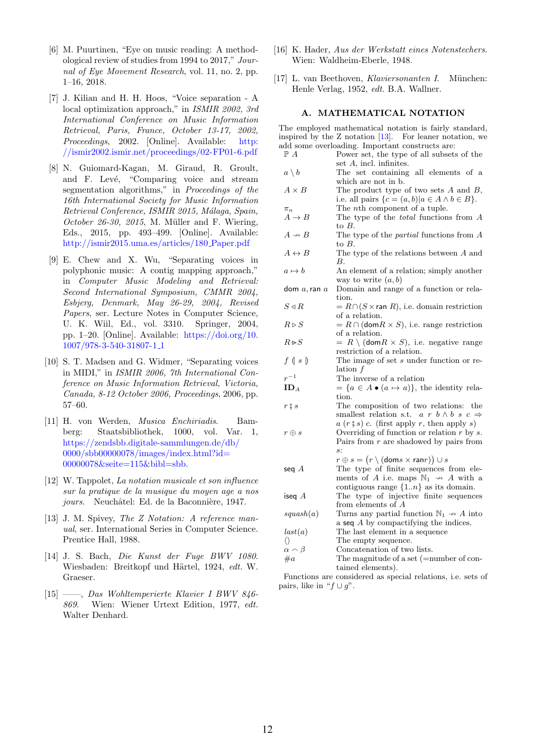[6] M. Puurtinen, "Eye on music reading: A methodological review of studies from 1994 to 2017," *Journal of Eye Movement Research*, vol. 11, no. 2, pp. 1–16, 2018.

[7] J. Kilian and H. H. Hoos, "Voice separation - A local optimization approach," in *ISMIR 2002, 3rd International Conference on Music Information Retrieval, Paris, France, October 13-17, 2002, Proceedings*, 2002. [Online]. Available: http://ismir2002.ismir.net/proceedings/02-FP01-6.pdf

[8] N. Guiomard-Kagan, M. Giraud, R. Groult, and F. Levé, "Comparing voice and stream segmentation algorithms," in *Proceedings of the 16th International Society for Music Information Retrieval Conference, ISMIR 2015, Málaga, Spain, October 26-30, 2015*, M. Müller and F. Wiering, Eds., 2015, pp. 493–499. [Online]. Available: http://ismir2015.uma.es/articles/180_Paper.pdf

[9] E. Chew and X. Wu, "Separating voices in polyphonic music: A contig mapping approach," in *Computer Music Modeling and Retrieval: Second International Symposium, CMMR 2004, Esbjerg, Denmark, May 26-29, 2004, Revised Papers*, ser. Lecture Notes in Computer Science, U. K. Wiil, Ed., vol. 3310. Springer, 2004, pp. 1–20. [Online]. Available: https://doi.org/10.1007/978-3-540-31807-1_1

[10] S. T. Madsen and G. Widmer, "Separating voices in MIDI," in *ISMIR 2006, 7th International Conference on Music Information Retrieval, Victoria, Canada, 8-12 October 2006, Proceedings*, 2006, pp. 57–60.

[11] H. von Werden, *Musica Enchiriadis*. Bamberg: Staatsbibliothek, 1000, vol. Var. 1, https://zendsbb.digitale-sammlungen.de/db/0000/sbb00000078/images/index.html?id=00000078&seite=115&bibl=sbb.

[12] W. Tappolet, *La notation musicale et son influence sur la pratique de la musique du moyen age a nos jours*. Neuchâtel: Ed. de la Baconnière, 1947.

[13] J. M. Spivey, *The Z Notation: A reference manual*, ser. International Series in Computer Science. Prentice Hall, 1988.

[14] J. S. Bach, *Die Kunst der Fuge BWV 1080*. Wiesbaden: Breitkopf und Härtel, 1924, *edt.* W. Graeser.

[15] ——, *Das Wohltemperierte Klavier I BWV 846-869*. Wien: Wiener Urtext Edition, 1977, *edt.* Walter Denhard.

[16] K. Hader, *Aus der Werkstatt eines Notenstechers*. Wien: Waldheim-Eberle, 1948.

[17] L. van Beethoven, *Klaviersonanten I*. München: Henle Verlag, 1952, *edt.* B.A. Wallner.

## A. Mathematical Notation

The employed mathematical notation is fairly standard, inspired by the Z notation [13]. For leaner notation, we add some overloading. Important constructs are:

| | |
|---|---|
| $\mathbb{P}\ A$ | Power set, the type of all subsets of the set $A$, incl. infinites. |
| $a \setminus b$ | The set containing all elements of a which are not in b. |
| $A \times B$ | The product type of two sets $A$ and $B$, i.e. all pairs $\{c = (a, b) \mid a \in A \wedge b \in B\}$. |
| $\pi_n$ | The $n$th component of a tuple. |
| $A \to B$ | The type of the *total* functions from $A$ to $B$. |
| $A \rightarrow\!\!\!\!\!+ B$ | The type of the *partial* functions from $A$ to $B$. |
| $A \leftrightarrow B$ | The type of the relations between $A$ and $B$. |
| $a \mapsto b$ | An element of a relation; simply another way to write $(a, b)$ |
| $\mathsf{dom}\ a, \mathsf{ran}\ a$ | Domain and range of a function or relation. |
| $S \lhd R$ | $= R \cap (S \times \mathsf{ran}\ R)$, i.e. domain restriction of a relation. |
| $R \rhd S$ | $= R \cap (\mathsf{dom} R \times S)$, i.e. range restriction of a relation. |
| $R \ntriangleright S$ | $= R \setminus (\mathsf{dom} R \times S)$, i.e. negative range restriction of a relation. |
| $f\ (\!\vert\ s\ \vert\!)$ | The image of set $s$ under function or relation $f$ |
| $r^{-1}$ | The inverse of a relation |
| $\mathbf{ID}_A$ | $= \{a \in A \bullet (a \mapsto a)\}$, the identity relation. |
| $r \mathbin{⨾} s$ | The composition of two relations: the smallest relation s.t. $a\ r\ b \wedge b\ s\ c \Rightarrow a\ (r \mathbin{⨾} s)\ c$. (first apply $r$, then apply $s$) |
| $r \oplus s$ | Overriding of function or relation $r$ by $s$. Pairs from $r$ are shadowed by pairs from $s$: $r \oplus s = \big(r \setminus (\mathsf{dom} s \times \mathsf{ran} r)\big) \cup s$ |
| $\mathsf{seq}\ A$ | The type of finite sequences from elements of $A$ i.e. maps $\mathbb{N}_1 \rightarrow\!\!\!\!\!+ A$ with a contiguous range $\{1..n\}$ as its domain. |
| $\mathsf{iseq}\ A$ | The type of injective finite sequences from elements of $A$ |
| $squash(a)$ | Turns any partial function $\mathbb{N}_1 \rightarrow\!\!\!\!\!+ A$ into a $\mathsf{seq}\ A$ by compactifying the indices. |
| $last(a)$ | The last element in a sequence |
| $\langle\rangle$ | The empty sequence. |
| $\alpha \frown \beta$ | Concatenation of two lists. |
| $\#a$ | The magnitude of a set (=number of contained elements). |

Functions are considered as special relations, i.e. sets of pairs, like in "$f \cup g$".